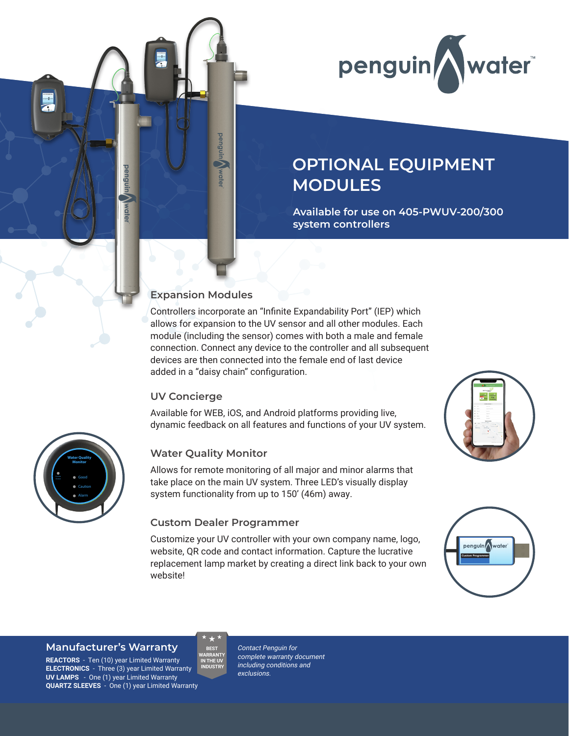# OPTIONAL EQUIPMENT MODULES

**Available for use on 405-PWUV-200/300 system controllers**

## Expansion Modules

Controllers incorporate an “Infinite Expandability Port” (IEP) which allows for expansion to the UV sensor and all other modules. Each module (including the sensor) comes with both a male and female connection. Connect any device to the controller and all subsequent devices are then connected into the female end of last device added in a “daisy chain” configuration.

## UV Concierge

Available for WEB, iOS, and Android platforms providing live, dynamic feedback on all features and functions of your UV system.

## Water Quality Monitor

Allows for remote monitoring of all major and minor alarms that take place on the main UV system. Three LED’s visually display system functionality from up to 150’ (46m) away.

## Custom Dealer Programmer

Customize your UV controller with your own company name, logo, website, QR code and contact information. Capture the lucrative replacement lamp market by creating a direct link back to your own website!

## Manufacturer’s Warranty

**REACTORS** - Ten (10) year Limited Warranty
**ELECTRONICS** - Three (3) year Limited Warranty
**UV LAMPS** - One (1) year Limited Warranty
**QUARTZ SLEEVES** - One (1) year Limited Warranty

BEST WARRANTY IN THE UV INDUSTRY

*Contact Penguin for complete warranty document including conditions and exclusions.*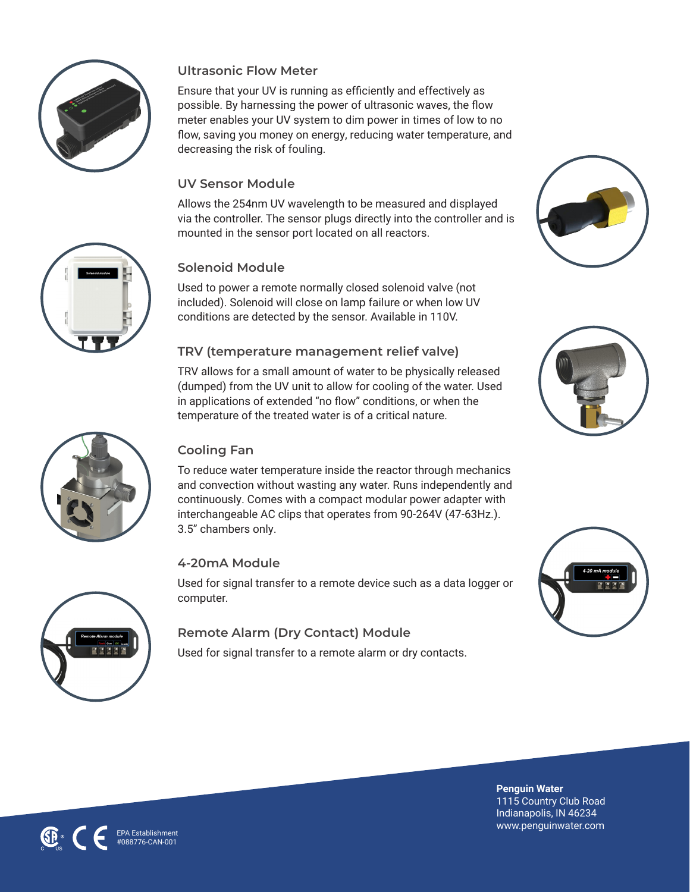### Ultrasonic Flow Meter

Ensure that your UV is running as efficiently and effectively as possible. By harnessing the power of ultrasonic waves, the flow meter enables your UV system to dim power in times of low to no flow, saving you money on energy, reducing water temperature, and decreasing the risk of fouling.

### UV Sensor Module

Allows the 254nm UV wavelength to be measured and displayed via the controller. The sensor plugs directly into the controller and is mounted in the sensor port located on all reactors.

### Solenoid Module

Used to power a remote normally closed solenoid valve (not included). Solenoid will close on lamp failure or when low UV conditions are detected by the sensor. Available in 110V.

### TRV (temperature management relief valve)

TRV allows for a small amount of water to be physically released (dumped) from the UV unit to allow for cooling of the water. Used in applications of extended "no flow" conditions, or when the temperature of the treated water is of a critical nature.

### Cooling Fan

To reduce water temperature inside the reactor through mechanics and convection without wasting any water. Runs independently and continuously. Comes with a compact modular power adapter with interchangeable AC clips that operates from 90-264V (47-63Hz.). 3.5" chambers only.

### 4-20mA Module

Used for signal transfer to a remote device such as a data logger or computer.

### Remote Alarm (Dry Contact) Module

Used for signal transfer to a remote alarm or dry contacts.

EPA Establishment
#088776-CAN-001

**Penguin Water**
1115 Country Club Road
Indianapolis, IN 46234
www.penguinwater.com